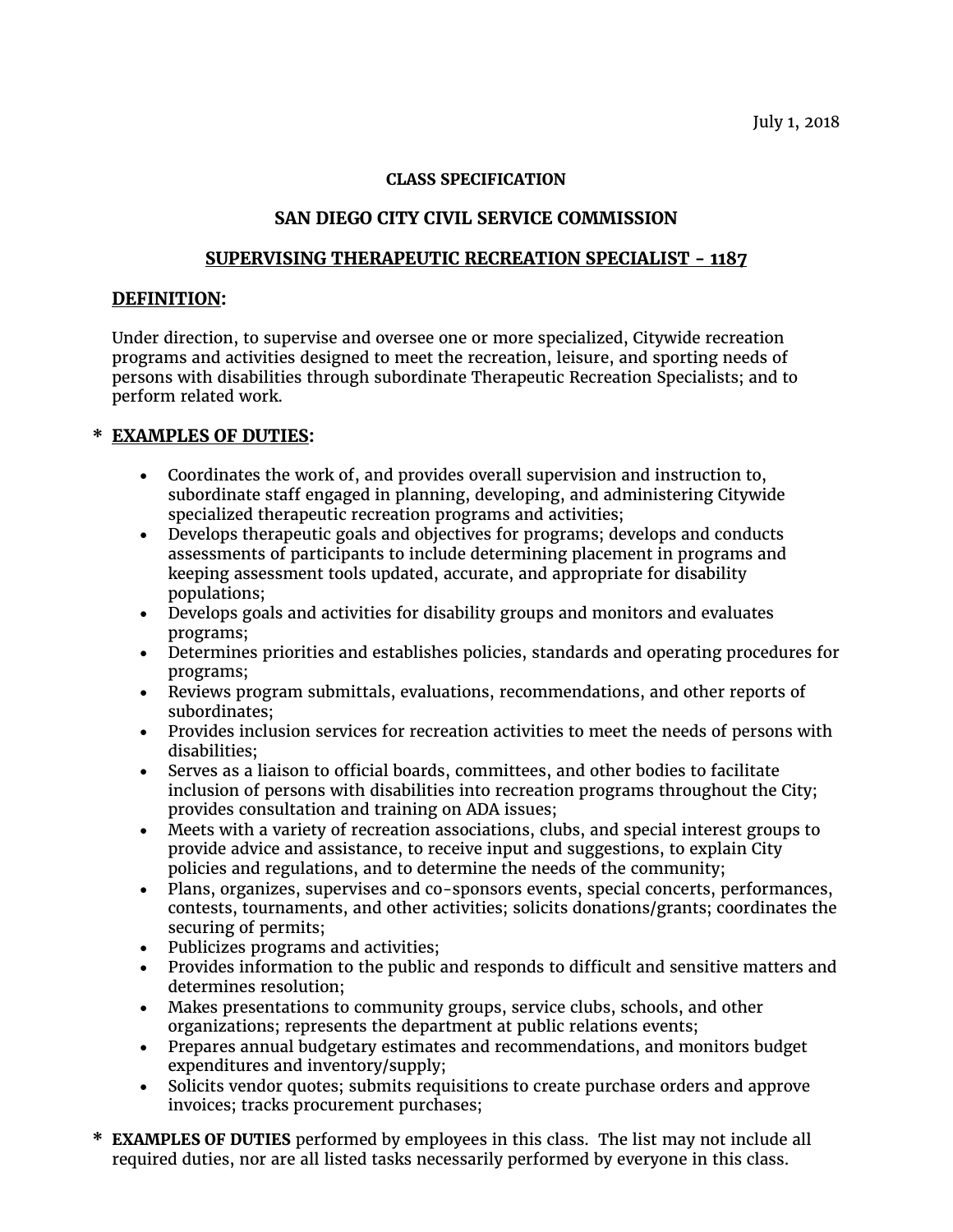July 1, 2018

**CLASS SPECIFICATION**

**SAN DIEGO CITY CIVIL SERVICE COMMISSION**

## SUPERVISING THERAPEUTIC RECREATION SPECIALIST - 1187

### DEFINITION:

Under direction, to supervise and oversee one or more specialized, Citywide recreation programs and activities designed to meet the recreation, leisure, and sporting needs of persons with disabilities through subordinate Therapeutic Recreation Specialists; and to perform related work.

### * EXAMPLES OF DUTIES:

- Coordinates the work of, and provides overall supervision and instruction to, subordinate staff engaged in planning, developing, and administering Citywide specialized therapeutic recreation programs and activities;
- Develops therapeutic goals and objectives for programs; develops and conducts assessments of participants to include determining placement in programs and keeping assessment tools updated, accurate, and appropriate for disability populations;
- Develops goals and activities for disability groups and monitors and evaluates programs;
- Determines priorities and establishes policies, standards and operating procedures for programs;
- Reviews program submittals, evaluations, recommendations, and other reports of subordinates;
- Provides inclusion services for recreation activities to meet the needs of persons with disabilities;
- Serves as a liaison to official boards, committees, and other bodies to facilitate inclusion of persons with disabilities into recreation programs throughout the City; provides consultation and training on ADA issues;
- Meets with a variety of recreation associations, clubs, and special interest groups to provide advice and assistance, to receive input and suggestions, to explain City policies and regulations, and to determine the needs of the community;
- Plans, organizes, supervises and co-sponsors events, special concerts, performances, contests, tournaments, and other activities; solicits donations/grants; coordinates the securing of permits;
- Publicizes programs and activities;
- Provides information to the public and responds to difficult and sensitive matters and determines resolution;
- Makes presentations to community groups, service clubs, schools, and other organizations; represents the department at public relations events;
- Prepares annual budgetary estimates and recommendations, and monitors budget expenditures and inventory/supply;
- Solicits vendor quotes; submits requisitions to create purchase orders and approve invoices; tracks procurement purchases;

\* **EXAMPLES OF DUTIES** performed by employees in this class. The list may not include all required duties, nor are all listed tasks necessarily performed by everyone in this class.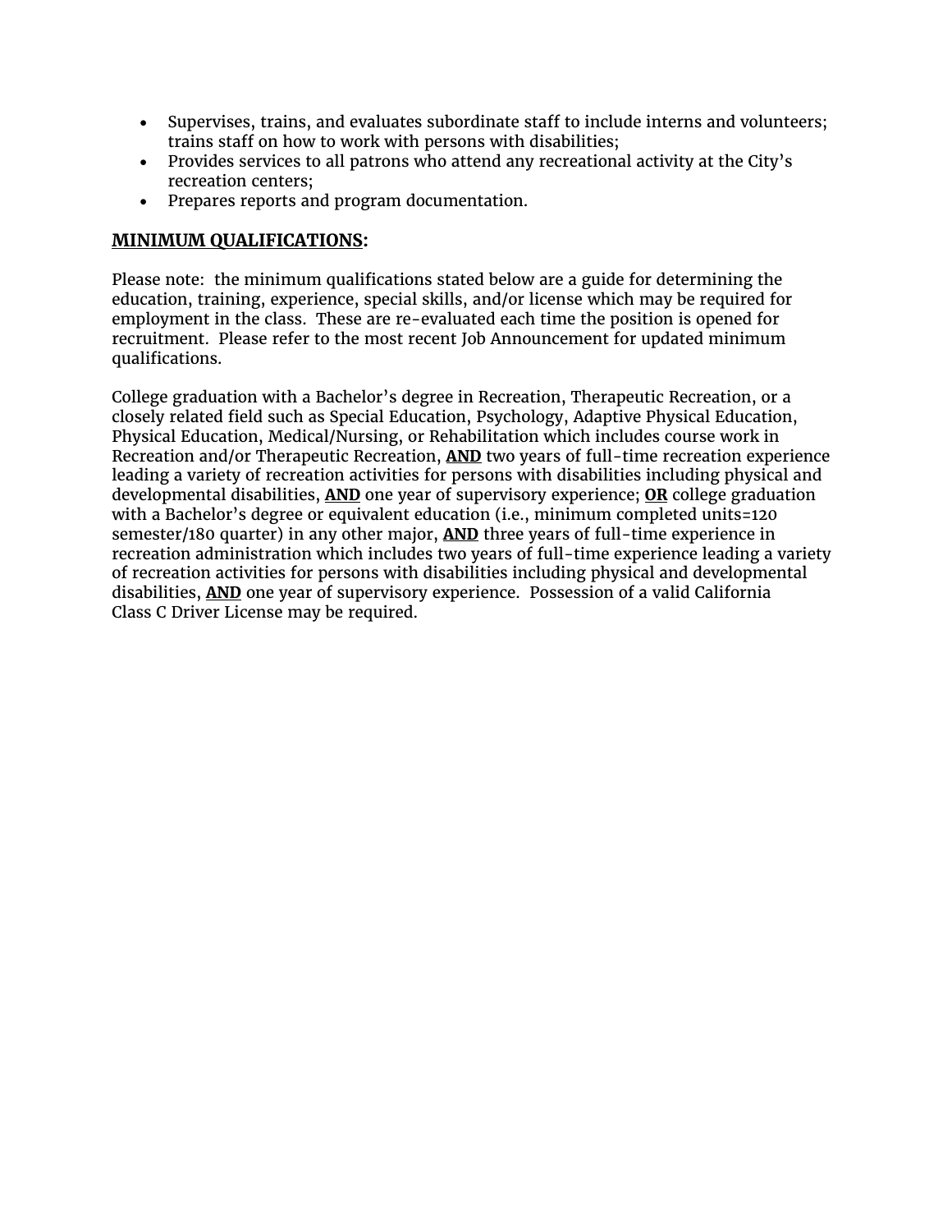- Supervises, trains, and evaluates subordinate staff to include interns and volunteers; trains staff on how to work with persons with disabilities;
- Provides services to all patrons who attend any recreational activity at the City's recreation centers;
- Prepares reports and program documentation.

**MINIMUM QUALIFICATIONS:**

Please note: the minimum qualifications stated below are a guide for determining the education, training, experience, special skills, and/or license which may be required for employment in the class. These are re-evaluated each time the position is opened for recruitment. Please refer to the most recent Job Announcement for updated minimum qualifications.

College graduation with a Bachelor's degree in Recreation, Therapeutic Recreation, or a closely related field such as Special Education, Psychology, Adaptive Physical Education, Physical Education, Medical/Nursing, or Rehabilitation which includes course work in Recreation and/or Therapeutic Recreation, **AND** two years of full-time recreation experience leading a variety of recreation activities for persons with disabilities including physical and developmental disabilities, **AND** one year of supervisory experience; **OR** college graduation with a Bachelor's degree or equivalent education (i.e., minimum completed units=120 semester/180 quarter) in any other major, **AND** three years of full-time experience in recreation administration which includes two years of full-time experience leading a variety of recreation activities for persons with disabilities including physical and developmental disabilities, **AND** one year of supervisory experience. Possession of a valid California Class C Driver License may be required.